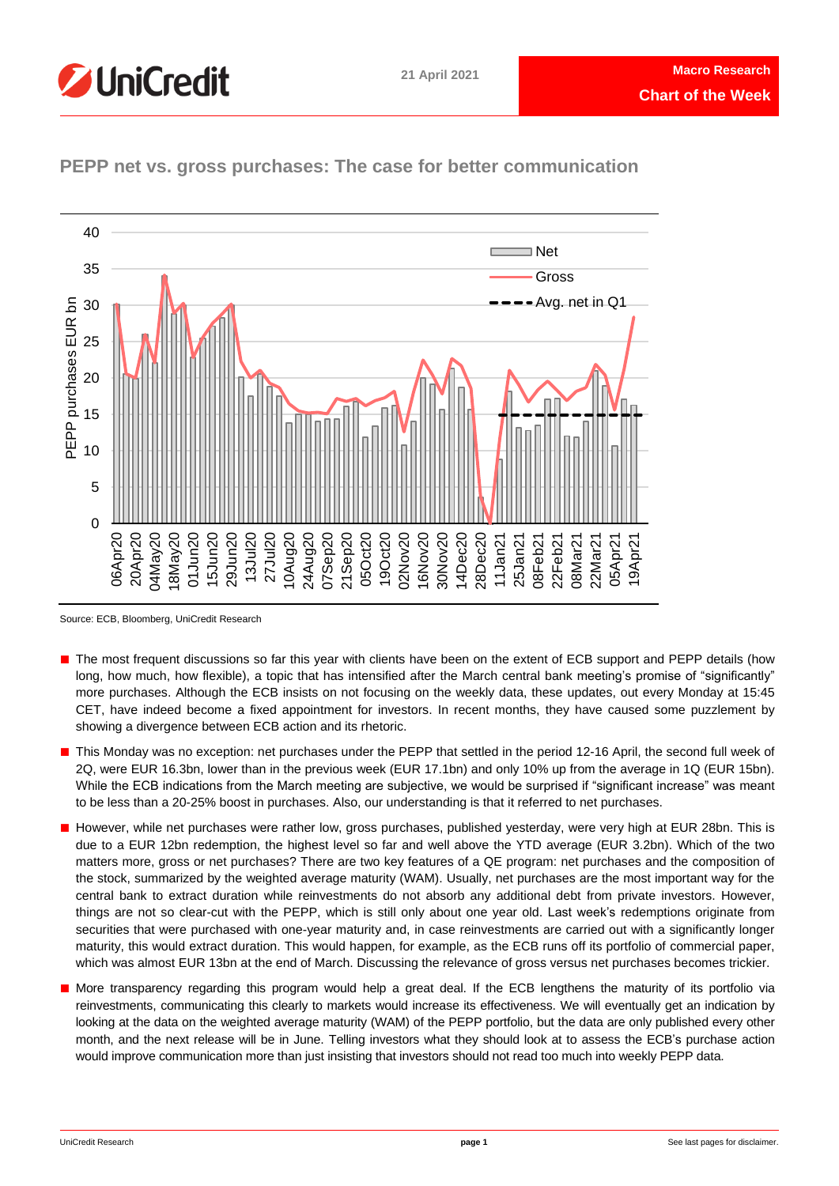# PEPP net vs. gross purchases: The case for better communication

Source: ECB, Bloomberg, UniCredit Research

- The most frequent discussions so far this year with clients have been on the extent of ECB support and PEPP details (how long, how much, how flexible), a topic that has intensified after the March central bank meeting's promise of "significantly" more purchases. Although the ECB insists on not focusing on the weekly data, these updates, out every Monday at 15:45 CET, have indeed become a fixed appointment for investors. In recent months, they have caused some puzzlement by showing a divergence between ECB action and its rhetoric.
- This Monday was no exception: net purchases under the PEPP that settled in the period 12-16 April, the second full week of 2Q, were EUR 16.3bn, lower than in the previous week (EUR 17.1bn) and only 10% up from the average in 1Q (EUR 15bn). While the ECB indications from the March meeting are subjective, we would be surprised if "significant increase" was meant to be less than a 20-25% boost in purchases. Also, our understanding is that it referred to net purchases.
- However, while net purchases were rather low, gross purchases, published yesterday, were very high at EUR 28bn. This is due to a EUR 12bn redemption, the highest level so far and well above the YTD average (EUR 3.2bn). Which of the two matters more, gross or net purchases? There are two key features of a QE program: net purchases and the composition of the stock, summarized by the weighted average maturity (WAM). Usually, net purchases are the most important way for the central bank to extract duration while reinvestments do not absorb any additional debt from private investors. However, things are not so clear-cut with the PEPP, which is still only about one year old. Last week's redemptions originate from securities that were purchased with one-year maturity and, in case reinvestments are carried out with a significantly longer maturity, this would extract duration. This would happen, for example, as the ECB runs off its portfolio of commercial paper, which was almost EUR 13bn at the end of March. Discussing the relevance of gross versus net purchases becomes trickier.
- More transparency regarding this program would help a great deal. If the ECB lengthens the maturity of its portfolio via reinvestments, communicating this clearly to markets would increase its effectiveness. We will eventually get an indication by looking at the data on the weighted average maturity (WAM) of the PEPP portfolio, but the data are only published every other month, and the next release will be in June. Telling investors what they should look at to assess the ECB's purchase action would improve communication more than just insisting that investors should not read too much into weekly PEPP data.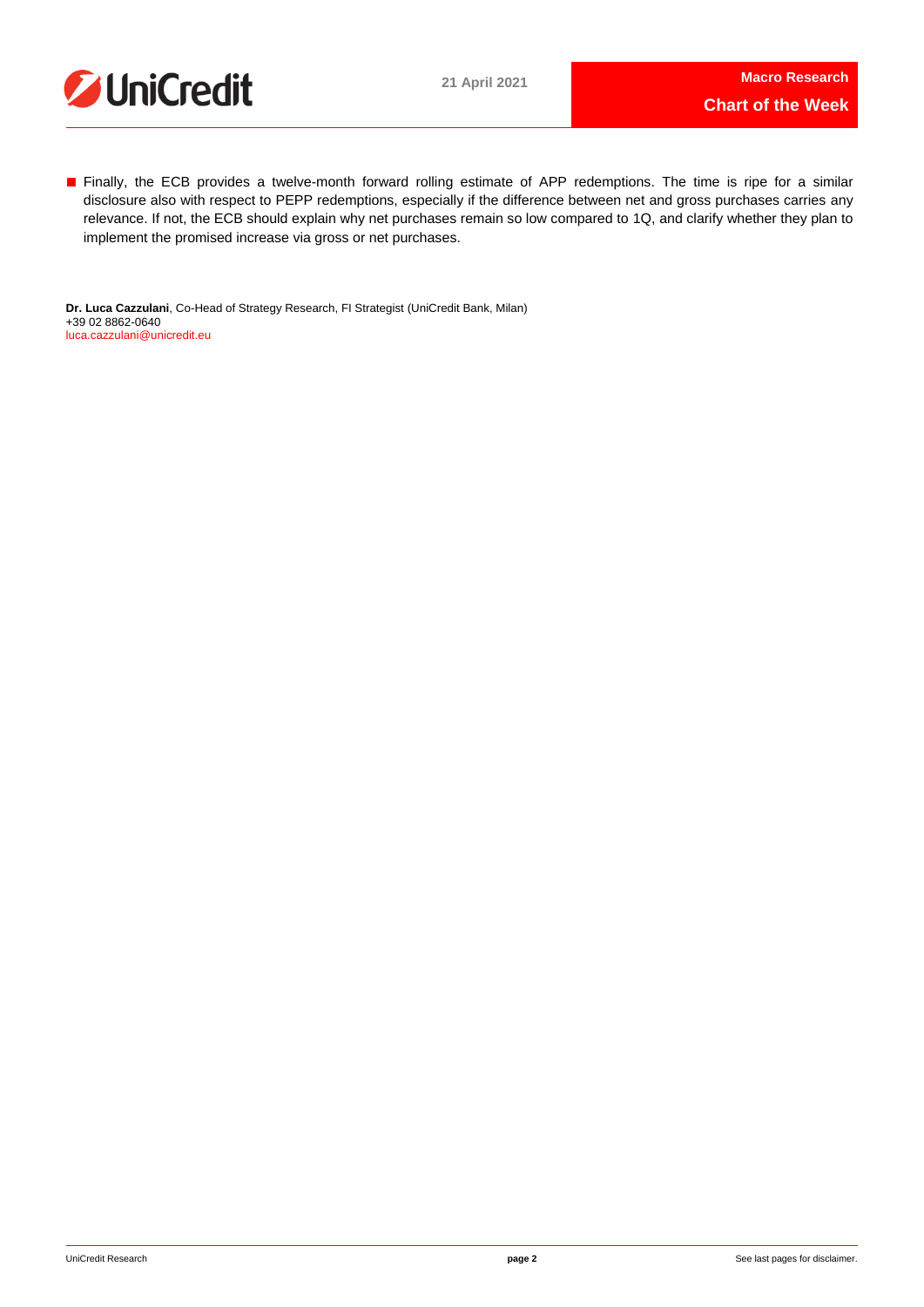- Finally, the ECB provides a twelve-month forward rolling estimate of APP redemptions. The time is ripe for a similar disclosure also with respect to PEPP redemptions, especially if the difference between net and gross purchases carries any relevance. If not, the ECB should explain why net purchases remain so low compared to 1Q, and clarify whether they plan to implement the promised increase via gross or net purchases.

**Dr. Luca Cazzulani**, Co-Head of Strategy Research, FI Strategist (UniCredit Bank, Milan)
+39 02 8862-0640
luca.cazzulani@unicredit.eu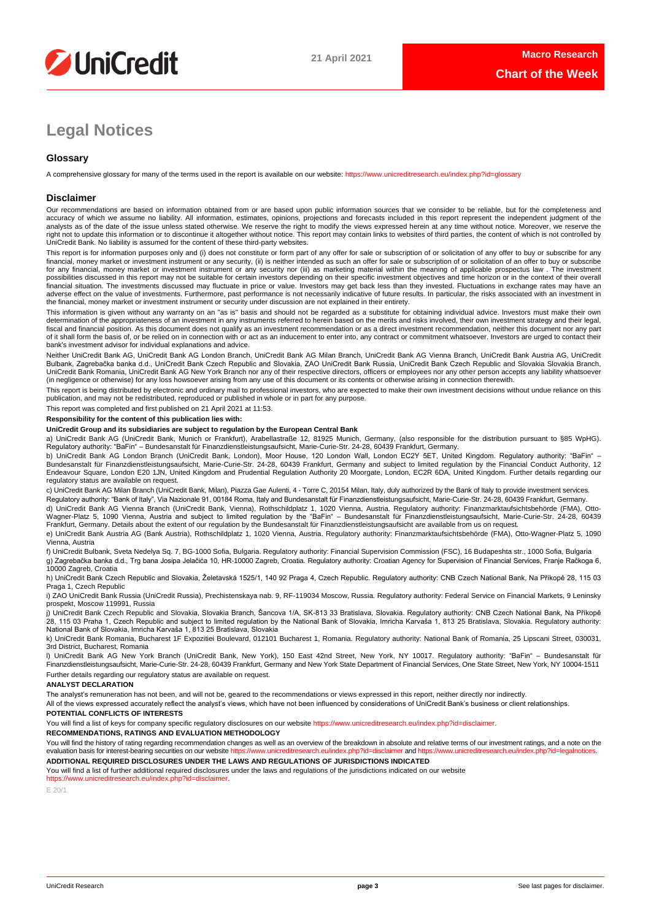# Legal Notices

## Glossary

A comprehensive glossary for many of the terms used in the report is available on our website: https://www.unicreditresearch.eu/index.php?id=glossary

## Disclaimer

Our recommendations are based on information obtained from or are based upon public information sources that we consider to be reliable, but for the completeness and accuracy of which we assume no liability. All information, estimates, opinions, projections and forecasts included in this report represent the independent judgment of the analysts as of the date of the issue unless stated otherwise. We reserve the right to modify the views expressed herein at any time without notice. Moreover, we reserve the right not to update this information or to discontinue it altogether without notice. This report may contain links to websites of third parties, the content of which is not controlled by UniCredit Bank. No liability is assumed for the content of these third-party websites.

This report is for information purposes only and (i) does not constitute or form part of any offer for sale or subscription of or solicitation of any offer to buy or subscribe for any financial, money market or investment instrument or any security, (ii) is neither intended as such an offer for sale or subscription of or solicitation of an offer to buy or subscribe for any financial, money market or investment instrument or any security nor (iii) as marketing material within the meaning of applicable prospectus law . The investment possibilities discussed in this report may not be suitable for certain investors depending on their specific investment objectives and time horizon or in the context of their overall financial situation. The investments discussed may fluctuate in price or value. Investors may get back less than they invested. Fluctuations in exchange rates may have an adverse effect on the value of investments. Furthermore, past performance is not necessarily indicative of future results. In particular, the risks associated with an investment in the financial, money market or investment instrument or security under discussion are not explained in their entirety.

This information is given without any warranty on an "as is" basis and should not be regarded as a substitute for obtaining individual advice. Investors must make their own determination of the appropriateness of an investment in any instruments referred to herein based on the merits and risks involved, their own investment strategy and their legal, fiscal and financial position. As this document does not qualify as an investment recommendation or as a direct investment recommendation, neither this document nor any part of it shall form the basis of, or be relied on in connection with or act as an inducement to enter into, any contract or commitment whatsoever. Investors are urged to contact their bank's investment advisor for individual explanations and advice.

Neither UniCredit Bank AG, UniCredit Bank AG London Branch, UniCredit Bank AG Milan Branch, UniCredit Bank AG Vienna Branch, UniCredit Bank Austria AG, UniCredit Bulbank, Zagrebačka banka d.d., UniCredit Bank Czech Republic and Slovakia, ZAO UniCredit Bank Russia, UniCredit Bank Czech Republic and Slovakia Slovakia Branch, UniCredit Bank Romania, UniCredit Bank AG New York Branch nor any of their respective directors, officers or employees nor any other person accepts any liability whatsoever (in negligence or otherwise) for any loss howsoever arising from any use of this document or its contents or otherwise arising in connection therewith.

This report is being distributed by electronic and ordinary mail to professional investors, who are expected to make their own investment decisions without undue reliance on this publication, and may not be redistributed, reproduced or published in whole or in part for any purpose.

This report was completed and first published on 21 April 2021 at 11:53.

**Responsibility for the content of this publication lies with:**

**UniCredit Group and its subsidiaries are subject to regulation by the European Central Bank**

a) UniCredit Bank AG (UniCredit Bank, Munich or Frankfurt), Arabellastraße 12, 81925 Munich, Germany, (also responsible for the distribution pursuant to §85 WpHG). Regulatory authority: "BaFin" – Bundesanstalt für Finanzdienstleistungsaufsicht, Marie-Curie-Str. 24-28, 60439 Frankfurt, Germany.

b) UniCredit Bank AG London Branch (UniCredit Bank, London), Moor House, 120 London Wall, London EC2Y 5ET, United Kingdom. Regulatory authority: "BaFin" – Bundesanstalt für Finanzdienstleistungsaufsicht, Marie-Curie-Str. 24-28, 60439 Frankfurt, Germany and subject to limited regulation by the Financial Conduct Authority, 12 Endeavour Square, London E20 1JN, United Kingdom and Prudential Regulation Authority 20 Moorgate, London, EC2R 6DA, United Kingdom. Further details regarding our regulatory status are available on request.

c) UniCredit Bank AG Milan Branch (UniCredit Bank, Milan), Piazza Gae Aulenti, 4 - Torre C, 20154 Milan, Italy, duly authorized by the Bank of Italy to provide investment services.
Regulatory authority: "Bank of Italy", Via Nazionale 91, 00184 Roma, Italy and Bundesanstalt für Finanzdienstleistungsaufsicht, Marie-Curie-Str. 24-28, 60439 Frankfurt, Germany.

d) UniCredit Bank AG Vienna Branch (UniCredit Bank, Vienna), Rothschildplatz 1, 1020 Vienna, Austria. Regulatory authority: Finanzmarktaufsichtsbehörde (FMA), Otto-Wagner-Platz 5, 1090 Vienna, Austria and subject to limited regulation by the "BaFin" – Bundesanstalt für Finanzdienstleistungsaufsicht, Marie-Curie-Str. 24-28, 60439 Frankfurt, Germany. Details about the extent of our regulation by the Bundesanstalt für Finanzdienstleistungsaufsicht are available from us on request.

e) UniCredit Bank Austria AG (Bank Austria), Rothschildplatz 1, 1020 Vienna, Austria. Regulatory authority: Finanzmarktaufsichtsbehörde (FMA), Otto-Wagner-Platz 5, 1090 Vienna, Austria

f) UniCredit Bulbank, Sveta Nedelya Sq. 7, BG-1000 Sofia, Bulgaria. Regulatory authority: Financial Supervision Commission (FSC), 16 Budapeshta str., 1000 Sofia, Bulgaria

g) Zagrebačka banka d.d., Trg bana Josipa Jelačića 10, HR-10000 Zagreb, Croatia. Regulatory authority: Croatian Agency for Supervision of Financial Services, Franje Račkoga 6, 10000 Zagreb, Croatia

h) UniCredit Bank Czech Republic and Slovakia, Želetavská 1525/1, 140 92 Praga 4, Czech Republic. Regulatory authority: CNB Czech National Bank, Na Příkopě 28, 115 03 Praga 1, Czech Republic

i) ZAO UniCredit Bank Russia (UniCredit Russia), Prechistenskaya nab. 9, RF-119034 Moscow, Russia. Regulatory authority: Federal Service on Financial Markets, 9 Leninsky prospekt, Moscow 119991, Russia

j) UniCredit Bank Czech Republic and Slovakia, Slovakia Branch, Šancova 1/A, SK-813 33 Bratislava, Slovakia. Regulatory authority: CNB Czech National Bank, Na Příkopě 28, 115 03 Praha 1, Czech Republic and subject to limited regulation by the National Bank of Slovakia, Imricha Karvaša 1, 813 25 Bratislava, Slovakia. Regulatory authority: National Bank of Slovakia, Imricha Karvaša 1, 813 25 Bratislava, Slovakia

k) UniCredit Bank Romania, Bucharest 1F Expozitiei Boulevard, 012101 Bucharest 1, Romania. Regulatory authority: National Bank of Romania, 25 Lipscani Street, 030031, 3rd District, Bucharest, Romania

l) UniCredit Bank AG New York Branch (UniCredit Bank, New York), 150 East 42nd Street, New York, NY 10017. Regulatory authority: "BaFin" – Bundesanstalt für Finanzdienstleistungsaufsicht, Marie-Curie-Str. 24-28, 60439 Frankfurt, Germany and New York State Department of Financial Services, One State Street, New York, NY 10004-1511

Further details regarding our regulatory status are available on request.

**ANALYST DECLARATION**

The analyst's remuneration has not been, and will not be, geared to the recommendations or views expressed in this report, neither directly nor indirectly.

All of the views expressed accurately reflect the analyst's views, which have not been influenced by considerations of UniCredit Bank's business or client relationships.

**POTENTIAL CONFLICTS OF INTERESTS**

You will find a list of keys for company specific regulatory disclosures on our website https://www.unicreditresearch.eu/index.php?id=disclaimer.

**RECOMMENDATIONS, RATINGS AND EVALUATION METHODOLOGY**

You will find the history of rating regarding recommendation changes as well as an overview of the breakdown in absolute and relative terms of our investment ratings, and a note on the evaluation basis for interest-bearing securities on our website https://www.unicreditresearch.eu/index.php?id=disclaimer and https://www.unicreditresearch.eu/index.php?id=legalnotices.

**ADDITIONAL REQUIRED DISCLOSURES UNDER THE LAWS AND REGULATIONS OF JURISDICTIONS INDICATED**

You will find a list of further additional required disclosures under the laws and regulations of the jurisdictions indicated on our website https://www.unicreditresearch.eu/index.php?id=disclaimer.

E 20/1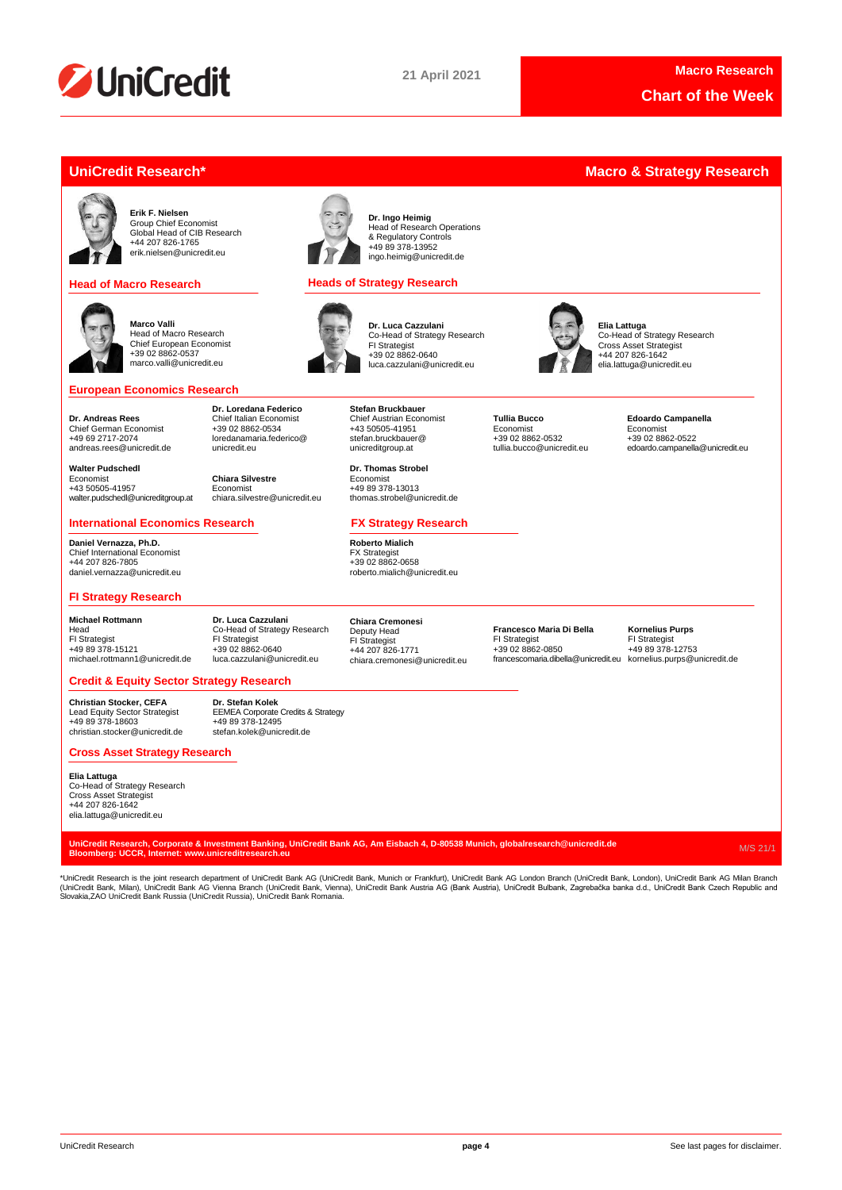# UniCredit Research*

## Macro & Strategy Research

**Erik F. Nielsen**
Group Chief Economist
Global Head of CIB Research
+44 207 826-1765
erik.nielsen@unicredit.eu

**Dr. Ingo Heimig**
Head of Research Operations
& Regulatory Controls
+49 89 378-13952
ingo.heimig@unicredit.de

### Head of Macro Research

**Marco Valli**
Head of Macro Research
Chief European Economist
+39 02 8862-0537
marco.valli@unicredit.eu

### Heads of Strategy Research

**Dr. Luca Cazzulani**
Co-Head of Strategy Research
FI Strategist
+39 02 8862-0640
luca.cazzulani@unicredit.eu

**Elia Lattuga**
Co-Head of Strategy Research
Cross Asset Strategist
+44 207 826-1642
elia.lattuga@unicredit.eu

### European Economics Research

**Dr. Andreas Rees**
Chief German Economist
+49 69 2717-2074
andreas.rees@unicredit.de

**Dr. Loredana Federico**
Chief Italian Economist
+39 02 8862-0534
loredanamaria.federico@unicredit.eu

**Stefan Bruckbauer**
Chief Austrian Economist
+43 50505-41951
stefan.bruckbauer@unicreditgroup.at

**Tullia Bucco**
Economist
+39 02 8862-0532
tullia.bucco@unicredit.eu

**Edoardo Campanella**
Economist
+39 02 8862-0522
edoardo.campanella@unicredit.eu

**Walter Pudschedl**
Economist
+43 50505-41957
walter.pudschedl@unicreditgroup.at

**Chiara Silvestre**
Economist
chiara.silvestre@unicredit.eu

**Dr. Thomas Strobel**
Economist
+49 89 378-13013
thomas.strobel@unicredit.de

### International Economics Research

**Daniel Vernazza, Ph.D.**
Chief International Economist
+44 207 826-7805
daniel.vernazza@unicredit.eu

### FX Strategy Research

**Roberto Mialich**
FX Strategist
+39 02 8862-0658
roberto.mialich@unicredit.eu

### FI Strategy Research

**Michael Rottmann**
Head
FI Strategist
+49 89 378-15121
michael.rottmann1@unicredit.de

**Dr. Luca Cazzulani**
Co-Head of Strategy Research
FI Strategist
+39 02 8862-0640
luca.cazzulani@unicredit.eu

**Chiara Cremonesi**
Deputy Head
FI Strategist
+44 207 826-1771
chiara.cremonesi@unicredit.eu

**Francesco Maria Di Bella**
FI Strategist
+39 02 8862-0850
francescomaria.dibella@unicredit.eu

**Kornelius Purps**
FI Strategist
+49 89 378-12753
kornelius.purps@unicredit.de

### Credit & Equity Sector Strategy Research

**Christian Stocker, CEFA**
Lead Equity Sector Strategist
+49 89 378-18603
christian.stocker@unicredit.de

**Dr. Stefan Kolek**
EEMEA Corporate Credits & Strategy
+49 89 378-12495
stefan.kolek@unicredit.de

### Cross Asset Strategy Research

**Elia Lattuga**
Co-Head of Strategy Research
Cross Asset Strategist
+44 207 826-1642
elia.lattuga@unicredit.eu

**UniCredit Research, Corporate & Investment Banking, UniCredit Bank AG, Am Eisbach 4, D-80538 Munich, globalresearch@unicredit.de**
**Bloomberg: UCCR, Internet: www.unicreditresearch.eu**

M/S 21/1

*UniCredit Research is the joint research department of UniCredit Bank AG (UniCredit Bank, Munich or Frankfurt), UniCredit Bank AG London Branch (UniCredit Bank, London), UniCredit Bank AG Milan Branch (UniCredit Bank, Milan), UniCredit Bank AG Vienna Branch (UniCredit Bank, Vienna), UniCredit Bank Austria AG (Bank Austria), UniCredit Bulbank, Zagrebačka banka d.d., UniCredit Bank Czech Republic and Slovakia,ZAO UniCredit Bank Russia (UniCredit Russia), UniCredit Bank Romania.